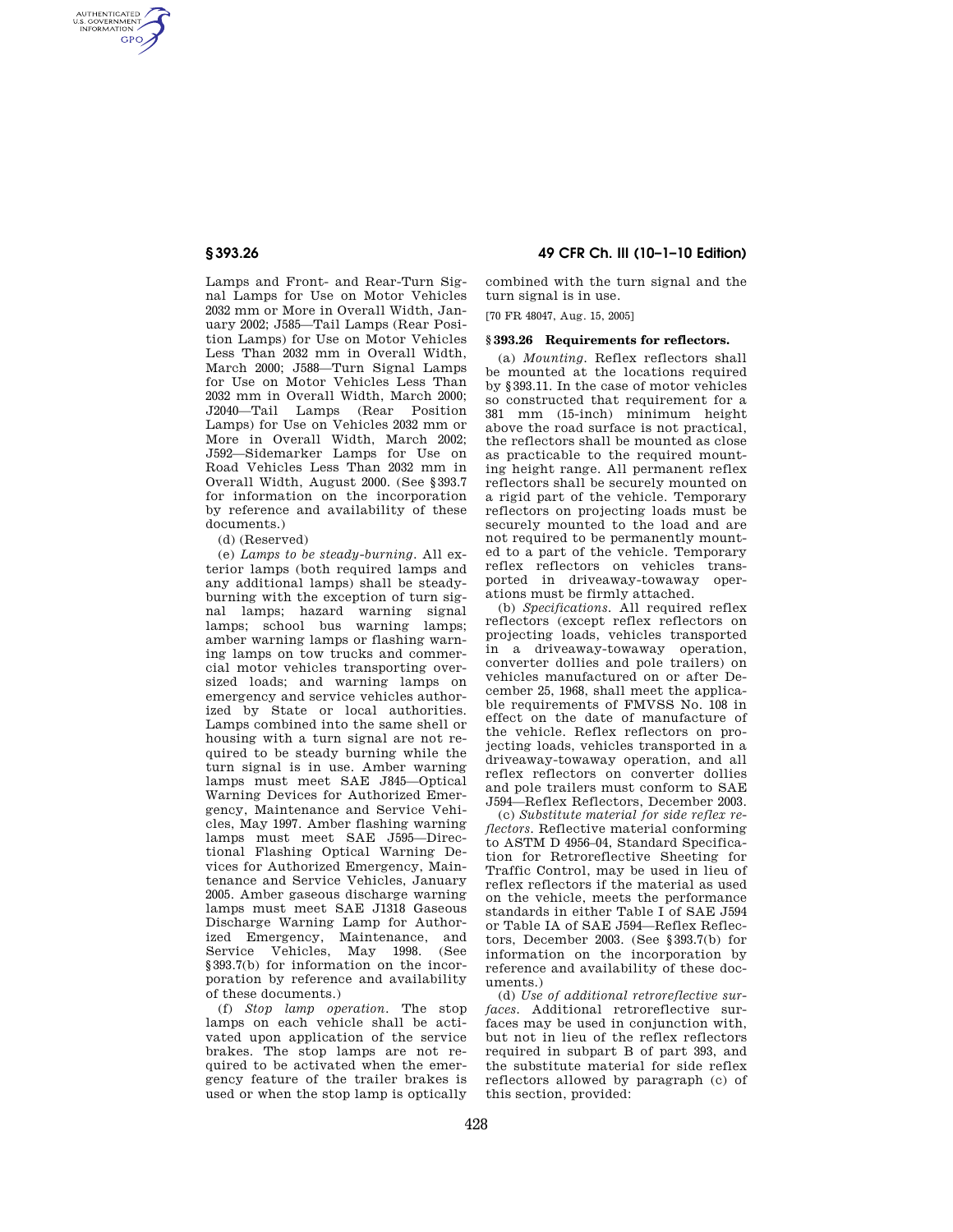Lamps and Front- and Rear-Turn Signal Lamps for Use on Motor Vehicles 2032 mm or More in Overall Width, January 2002; J585—Tail Lamps (Rear Position Lamps) for Use on Motor Vehicles Less Than 2032 mm in Overall Width, March 2000; J588—Turn Signal Lamps for Use on Motor Vehicles Less Than 2032 mm in Overall Width, March 2000; J2040—Tail Lamps (Rear Position Lamps) for Use on Vehicles 2032 mm or More in Overall Width, March 2002; J592—Sidemarker Lamps for Use on Road Vehicles Less Than 2032 mm in Overall Width, August 2000. (See §393.7 for information on the incorporation by reference and availability of these documents.)

(d) (Reserved)

(e) *Lamps to be steady-burning.* All exterior lamps (both required lamps and any additional lamps) shall be steady-burning with the exception of turn signal lamps; hazard warning signal lamps; school bus warning lamps; amber warning lamps or flashing warning lamps on tow trucks and commercial motor vehicles transporting oversized loads; and warning lamps on emergency and service vehicles authorized by State or local authorities. Lamps combined into the same shell or housing with a turn signal are not required to be steady burning while the turn signal is in use. Amber warning lamps must meet SAE J845—Optical Warning Devices for Authorized Emergency, Maintenance and Service Vehicles, May 1997. Amber flashing warning lamps must meet SAE J595—Directional Flashing Optical Warning Devices for Authorized Emergency, Maintenance and Service Vehicles, January 2005. Amber gaseous discharge warning lamps must meet SAE J1318 Gaseous Discharge Warning Lamp for Authorized Emergency, Maintenance, and Service Vehicles, May 1998. (See §393.7(b) for information on the incorporation by reference and availability of these documents.)

(f) *Stop lamp operation.* The stop lamps on each vehicle shall be activated upon application of the service brakes. The stop lamps are not required to be activated when the emergency feature of the trailer brakes is used or when the stop lamp is optically combined with the turn signal and the turn signal is in use.

[70 FR 48047, Aug. 15, 2005]

## § 393.26 Requirements for reflectors.

(a) *Mounting.* Reflex reflectors shall be mounted at the locations required by §393.11. In the case of motor vehicles so constructed that requirement for a 381 mm (15-inch) minimum height above the road surface is not practical, the reflectors shall be mounted as close as practicable to the required mounting height range. All permanent reflex reflectors shall be securely mounted on a rigid part of the vehicle. Temporary reflectors on projecting loads must be securely mounted to the load and are not required to be permanently mounted to a part of the vehicle. Temporary reflex reflectors on vehicles transported in driveaway-towaway operations must be firmly attached.

(b) *Specifications.* All required reflex reflectors (except reflex reflectors on projecting loads, vehicles transported in a driveaway-towaway operation, converter dollies and pole trailers) on vehicles manufactured on or after December 25, 1968, shall meet the applicable requirements of FMVSS No. 108 in effect on the date of manufacture of the vehicle. Reflex reflectors on projecting loads, vehicles transported in a driveaway-towaway operation, and all reflex reflectors on converter dollies and pole trailers must conform to SAE J594—Reflex Reflectors, December 2003.

(c) *Substitute material for side reflex reflectors.* Reflective material conforming to ASTM D 4956–04, Standard Specification for Retroreflective Sheeting for Traffic Control, may be used in lieu of reflex reflectors if the material as used on the vehicle, meets the performance standards in either Table I of SAE J594 or Table IA of SAE J594—Reflex Reflectors, December 2003. (See §393.7(b) for information on the incorporation by reference and availability of these documents.)

(d) *Use of additional retroreflective surfaces.* Additional retroreflective surfaces may be used in conjunction with, but not in lieu of the reflex reflectors required in subpart B of part 393, and the substitute material for side reflex reflectors allowed by paragraph (c) of this section, provided: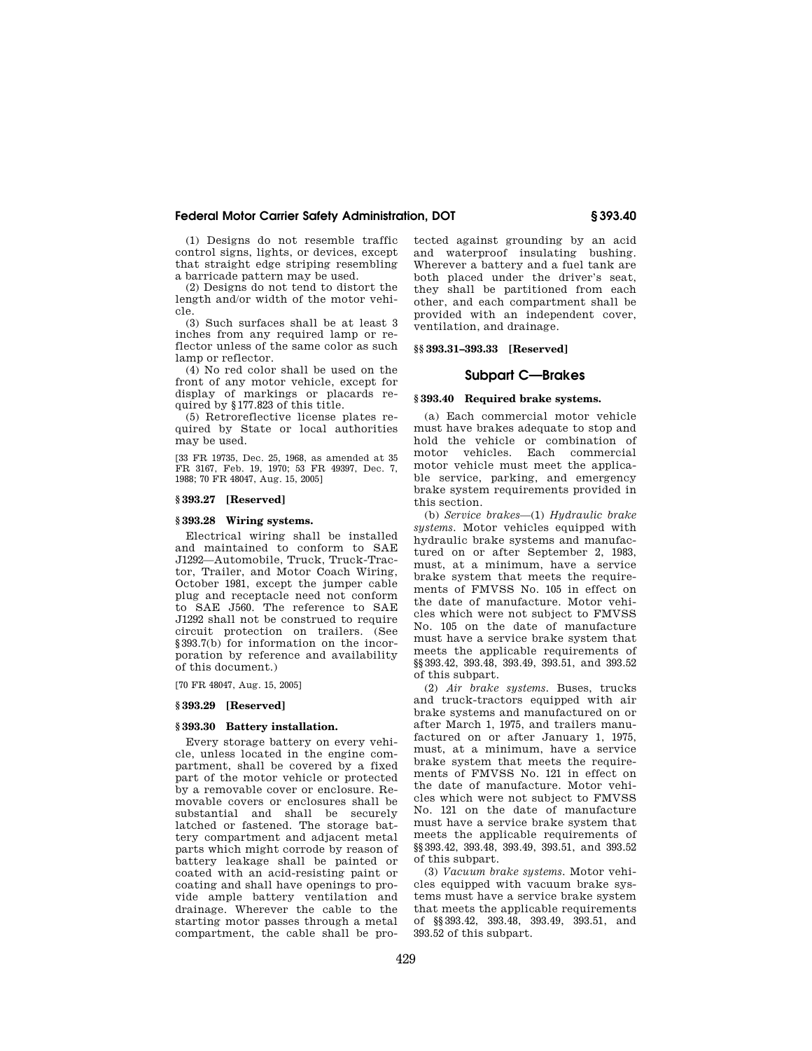(1) Designs do not resemble traffic control signs, lights, or devices, except that straight edge striping resembling a barricade pattern may be used.

(2) Designs do not tend to distort the length and/or width of the motor vehicle.

(3) Such surfaces shall be at least 3 inches from any required lamp or reflector unless of the same color as such lamp or reflector.

(4) No red color shall be used on the front of any motor vehicle, except for display of markings or placards required by §177.823 of this title.

(5) Retroreflective license plates required by State or local authorities may be used.

[33 FR 19735, Dec. 25, 1968, as amended at 35 FR 3167, Feb. 19, 1970; 53 FR 49397, Dec. 7, 1988; 70 FR 48047, Aug. 15, 2005]

### § 393.27 [Reserved]

### § 393.28 Wiring systems.

Electrical wiring shall be installed and maintained to conform to SAE J1292—Automobile, Truck, Truck-Tractor, Trailer, and Motor Coach Wiring, October 1981, except the jumper cable plug and receptacle need not conform to SAE J560. The reference to SAE J1292 shall not be construed to require circuit protection on trailers. (See §393.7(b) for information on the incorporation by reference and availability of this document.)

[70 FR 48047, Aug. 15, 2005]

### § 393.29 [Reserved]

### § 393.30 Battery installation.

Every storage battery on every vehicle, unless located in the engine compartment, shall be covered by a fixed part of the motor vehicle or protected by a removable cover or enclosure. Removable covers or enclosures shall be substantial and shall be securely latched or fastened. The storage battery compartment and adjacent metal parts which might corrode by reason of battery leakage shall be painted or coated with an acid-resisting paint or coating and shall have openings to provide ample battery ventilation and drainage. Wherever the cable to the starting motor passes through a metal compartment, the cable shall be protected against grounding by an acid and waterproof insulating bushing. Wherever a battery and a fuel tank are both placed under the driver's seat, they shall be partitioned from each other, and each compartment shall be provided with an independent cover, ventilation, and drainage.

### §§ 393.31–393.33 [Reserved]

## Subpart C—Brakes

### § 393.40 Required brake systems.

(a) Each commercial motor vehicle must have brakes adequate to stop and hold the vehicle or combination of motor vehicles. Each commercial motor vehicle must meet the applicable service, parking, and emergency brake system requirements provided in this section.

(b) *Service brakes*—(1) *Hydraulic brake systems.* Motor vehicles equipped with hydraulic brake systems and manufactured on or after September 2, 1983, must, at a minimum, have a service brake system that meets the requirements of FMVSS No. 105 in effect on the date of manufacture. Motor vehicles which were not subject to FMVSS No. 105 on the date of manufacture must have a service brake system that meets the applicable requirements of §§393.42, 393.48, 393.49, 393.51, and 393.52 of this subpart.

(2) *Air brake systems.* Buses, trucks and truck-tractors equipped with air brake systems and manufactured on or after March 1, 1975, and trailers manufactured on or after January 1, 1975, must, at a minimum, have a service brake system that meets the requirements of FMVSS No. 121 in effect on the date of manufacture. Motor vehicles which were not subject to FMVSS No. 121 on the date of manufacture must have a service brake system that meets the applicable requirements of §§393.42, 393.48, 393.49, 393.51, and 393.52 of this subpart.

(3) *Vacuum brake systems.* Motor vehicles equipped with vacuum brake systems must have a service brake system that meets the applicable requirements of §§393.42, 393.48, 393.49, 393.51, and 393.52 of this subpart.